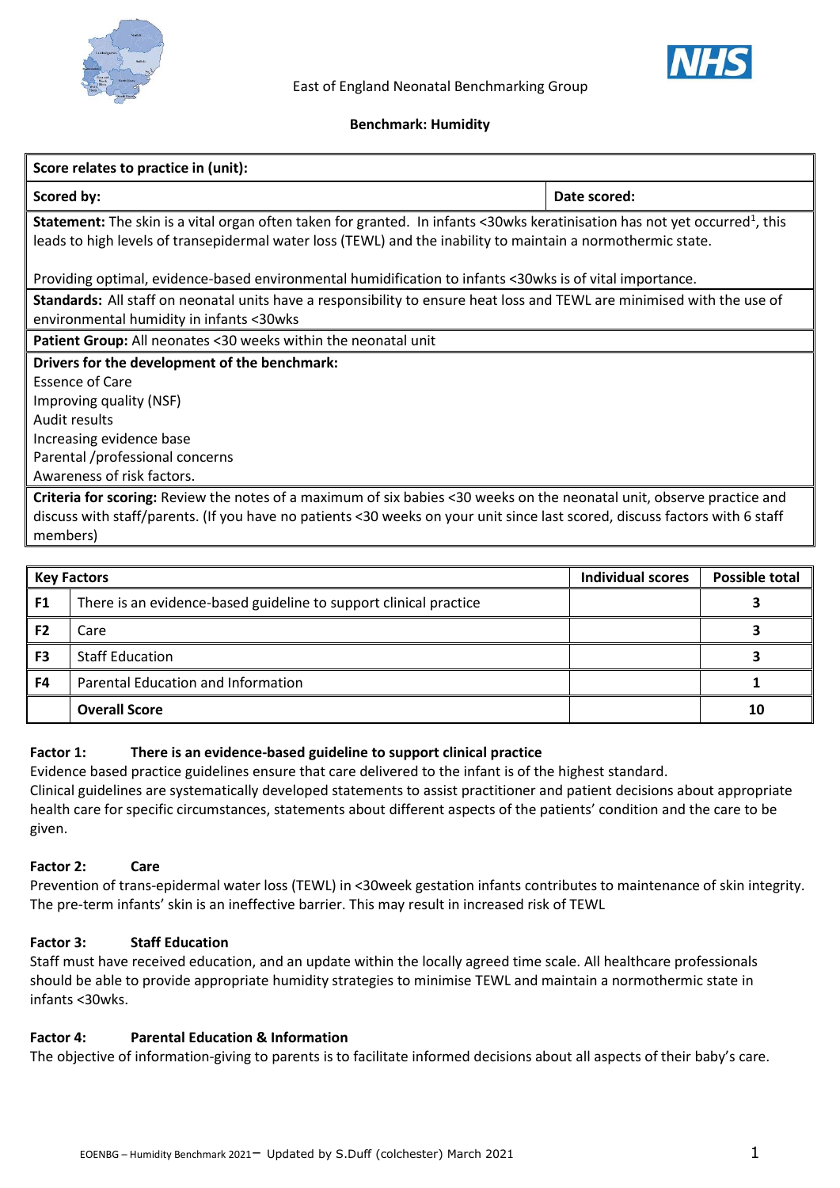East of England Neonatal Benchmarking Group

**Benchmark: Humidity**

| **Score relates to practice in (unit):** | |
|---|---|
| **Scored by:** | **Date scored:** |
| **Statement:** The skin is a vital organ often taken for granted. In infants <30wks keratinisation has not yet occurred[1], this leads to high levels of transepidermal water loss (TEWL) and the inability to maintain a normothermic state.<br><br>Providing optimal, evidence-based environmental humidification to infants <30wks is of vital importance. | |
| **Standards:** All staff on neonatal units have a responsibility to ensure heat loss and TEWL are minimised with the use of environmental humidity in infants <30wks | |
| **Patient Group:** All neonates <30 weeks within the neonatal unit | |
| **Drivers for the development of the benchmark:**<br>Essence of Care<br>Improving quality (NSF)<br>Audit results<br>Increasing evidence base<br>Parental /professional concerns<br>Awareness of risk factors. | |
| **Criteria for scoring:** Review the notes of a maximum of six babies <30 weeks on the neonatal unit, observe practice and discuss with staff/parents. (If you have no patients <30 weeks on your unit since last scored, discuss factors with 6 staff members) | |

| **Key Factors** | | **Individual scores** | **Possible total** |
|---|---|---|---|
| **F1** | There is an evidence-based guideline to support clinical practice | | **3** |
| **F2** | Care | | **3** |
| **F3** | Staff Education | | **3** |
| **F4** | Parental Education and Information | | **1** |
| | **Overall Score** | | **10** |

**Factor 1: There is an evidence-based guideline to support clinical practice**

Evidence based practice guidelines ensure that care delivered to the infant is of the highest standard.
Clinical guidelines are systematically developed statements to assist practitioner and patient decisions about appropriate health care for specific circumstances, statements about different aspects of the patients' condition and the care to be given.

**Factor 2: Care**

Prevention of trans-epidermal water loss (TEWL) in <30week gestation infants contributes to maintenance of skin integrity. The pre-term infants' skin is an ineffective barrier. This may result in increased risk of TEWL

**Factor 3: Staff Education**

Staff must have received education, and an update within the locally agreed time scale. All healthcare professionals should be able to provide appropriate humidity strategies to minimise TEWL and maintain a normothermic state in infants <30wks.

**Factor 4: Parental Education & Information**

The objective of information-giving to parents is to facilitate informed decisions about all aspects of their baby's care.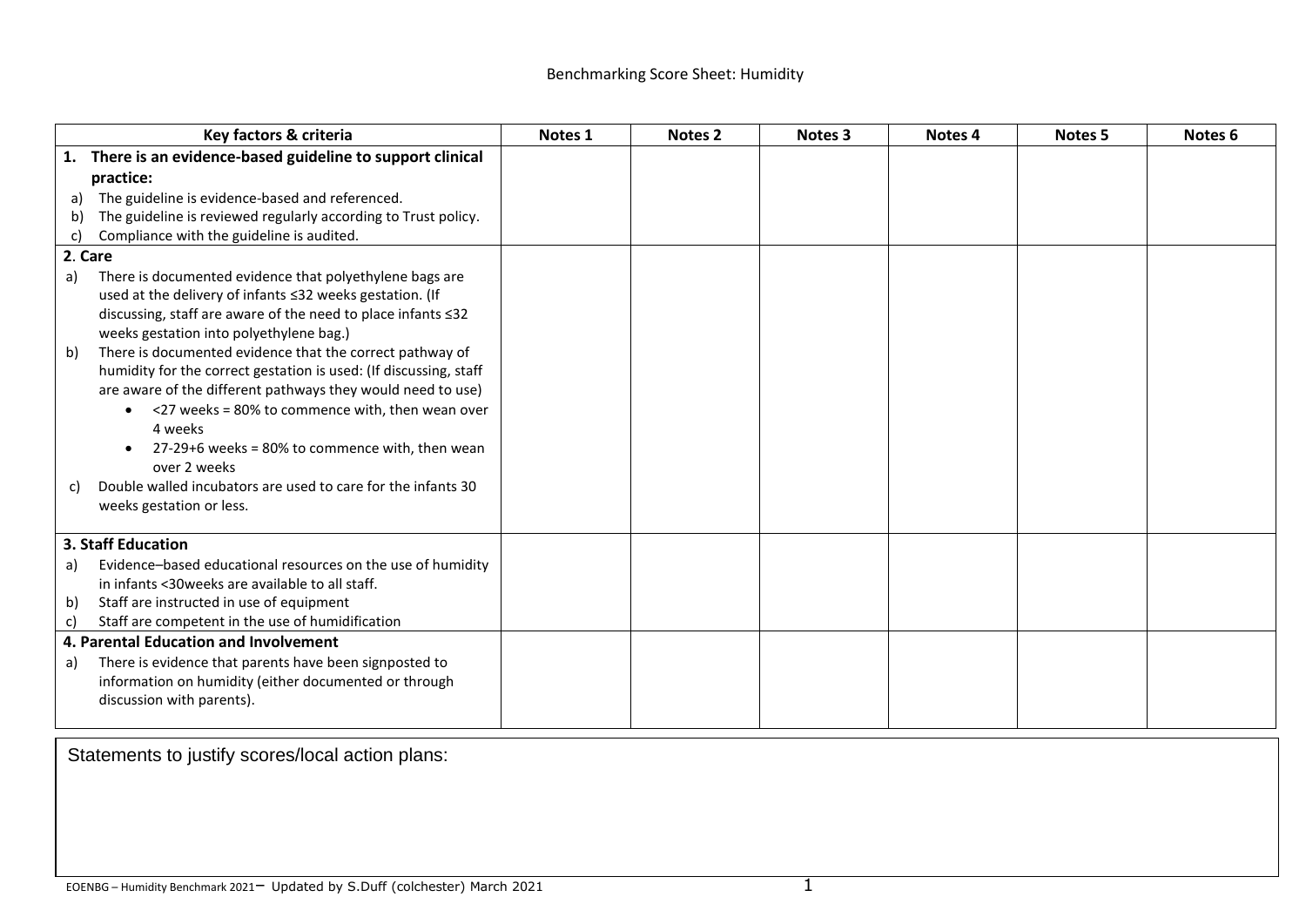Benchmarking Score Sheet: Humidity

| Key factors & criteria | Notes 1 | Notes 2 | Notes 3 | Notes 4 | Notes 5 | Notes 6 |
|---|---|---|---|---|---|---|
| **1. There is an evidence-based guideline to support clinical practice:**<br>a) The guideline is evidence-based and referenced.<br>b) The guideline is reviewed regularly according to Trust policy.<br>c) Compliance with the guideline is audited. | | | | | | |
| **2. Care**<br>a) There is documented evidence that polyethylene bags are used at the delivery of infants ≤32 weeks gestation. (If discussing, staff are aware of the need to place infants ≤32 weeks gestation into polyethylene bag.)<br>b) There is documented evidence that the correct pathway of humidity for the correct gestation is used: (If discussing, staff are aware of the different pathways they would need to use)<br>• <27 weeks = 80% to commence with, then wean over 4 weeks<br>• 27-29+6 weeks = 80% to commence with, then wean over 2 weeks<br>c) Double walled incubators are used to care for the infants 30 weeks gestation or less. | | | | | | |
| **3. Staff Education**<br>a) Evidence–based educational resources on the use of humidity in infants <30weeks are available to all staff.<br>b) Staff are instructed in use of equipment<br>c) Staff are competent in the use of humidification | | | | | | |
| **4. Parental Education and Involvement**<br>a) There is evidence that parents have been signposted to information on humidity (either documented or through discussion with parents). | | | | | | |

Statements to justify scores/local action plans:

EOENBG – Humidity Benchmark 2021– Updated by S.Duff (colchester) March 2021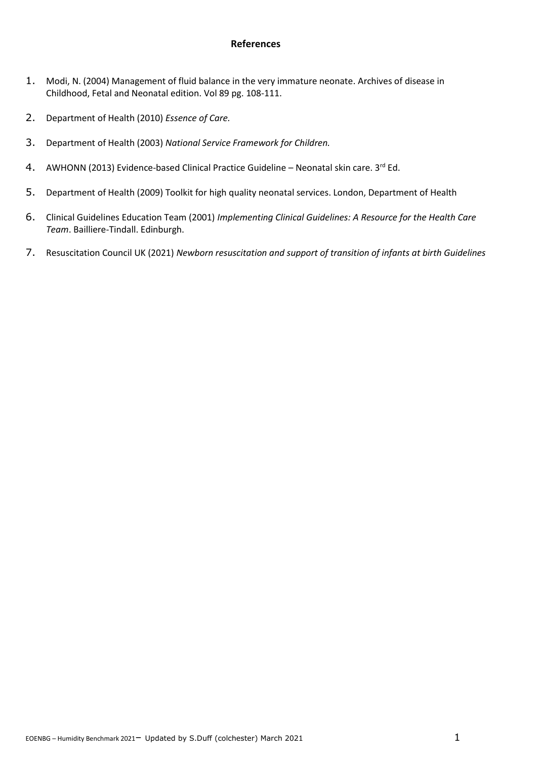**References**

1. Modi, N. (2004) Management of fluid balance in the very immature neonate. Archives of disease in Childhood, Fetal and Neonatal edition. Vol 89 pg. 108-111.
2. Department of Health (2010) *Essence of Care.*
3. Department of Health (2003) *National Service Framework for Children.*
4. AWHONN (2013) Evidence-based Clinical Practice Guideline – Neonatal skin care. 3rd Ed.
5. Department of Health (2009) Toolkit for high quality neonatal services. London, Department of Health
6. Clinical Guidelines Education Team (2001) *Implementing Clinical Guidelines: A Resource for the Health Care Team*. Bailliere-Tindall. Edinburgh.
7. Resuscitation Council UK (2021) *Newborn resuscitation and support of transition of infants at birth Guidelines*